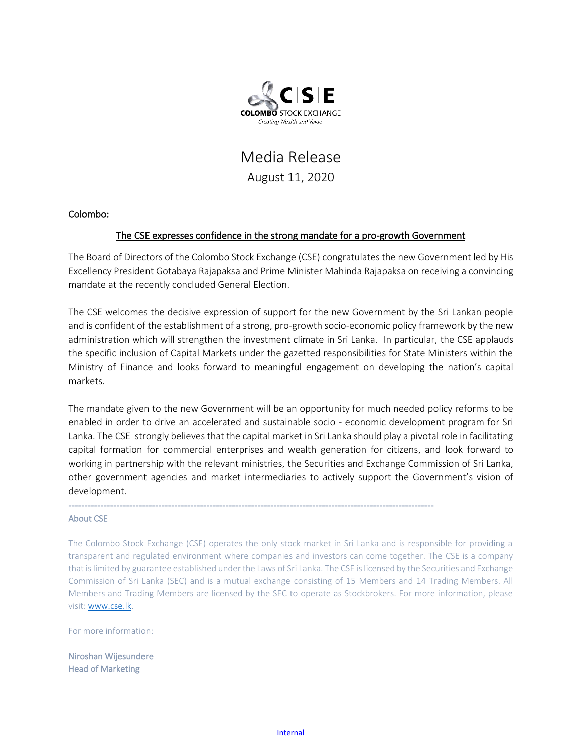COLOMBO STOCK EXCHANGE

*Creating Wealth and Value*

# Media Release

August 11, 2020

Colombo:

## The CSE expresses confidence in the strong mandate for a pro-growth Government

The Board of Directors of the Colombo Stock Exchange (CSE) congratulates the new Government led by His Excellency President Gotabaya Rajapaksa and Prime Minister Mahinda Rajapaksa on receiving a convincing mandate at the recently concluded General Election.

The CSE welcomes the decisive expression of support for the new Government by the Sri Lankan people and is confident of the establishment of a strong, pro-growth socio-economic policy framework by the new administration which will strengthen the investment climate in Sri Lanka. In particular, the CSE applauds the specific inclusion of Capital Markets under the gazetted responsibilities for State Ministers within the Ministry of Finance and looks forward to meaningful engagement on developing the nation's capital markets.

The mandate given to the new Government will be an opportunity for much needed policy reforms to be enabled in order to drive an accelerated and sustainable socio - economic development program for Sri Lanka. The CSE strongly believes that the capital market in Sri Lanka should play a pivotal role in facilitating capital formation for commercial enterprises and wealth generation for citizens, and look forward to working in partnership with the relevant ministries, the Securities and Exchange Commission of Sri Lanka, other government agencies and market intermediaries to actively support the Government's vision of development.

---

### About CSE

The Colombo Stock Exchange (CSE) operates the only stock market in Sri Lanka and is responsible for providing a transparent and regulated environment where companies and investors can come together. The CSE is a company that is limited by guarantee established under the Laws of Sri Lanka. The CSE is licensed by the Securities and Exchange Commission of Sri Lanka (SEC) and is a mutual exchange consisting of 15 Members and 14 Trading Members. All Members and Trading Members are licensed by the SEC to operate as Stockbrokers. For more information, please visit: [www.cse.lk](http://www.cse.lk).

For more information:

Niroshan Wijesundere
Head of Marketing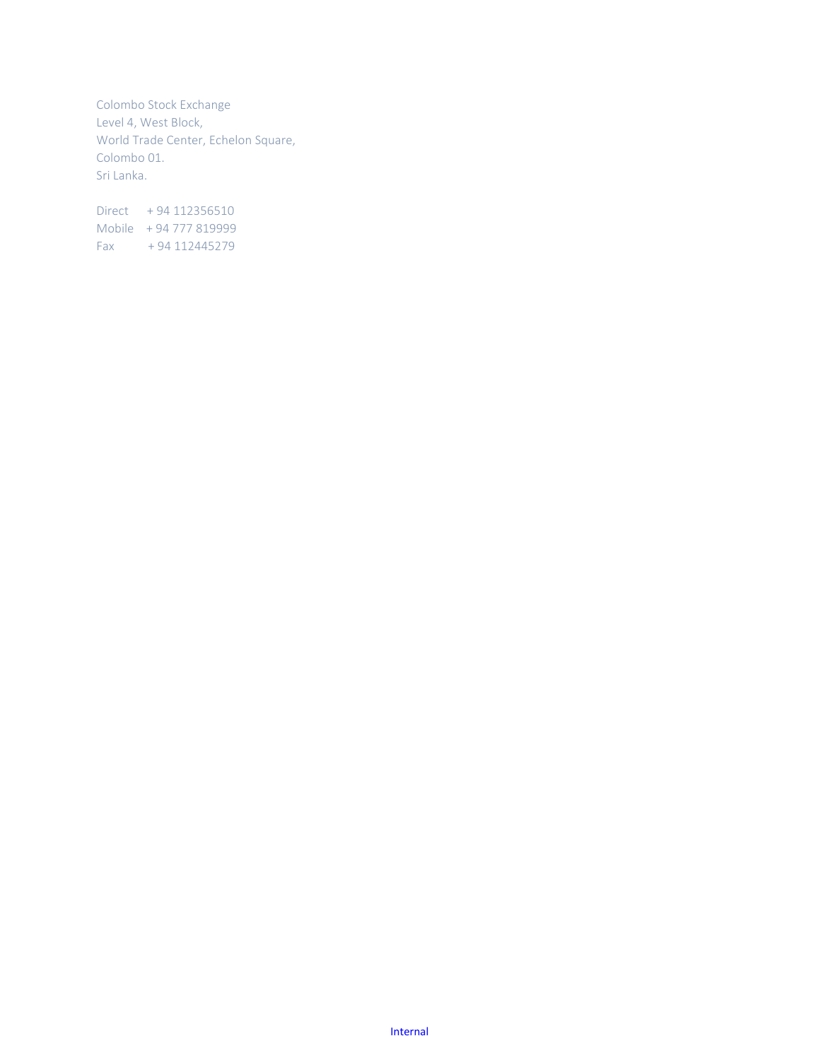Colombo Stock Exchange
Level 4, West Block,
World Trade Center, Echelon Square,
Colombo 01.
Sri Lanka.

Direct + 94 112356510
Mobile + 94 777 819999
Fax + 94 112445279

Internal